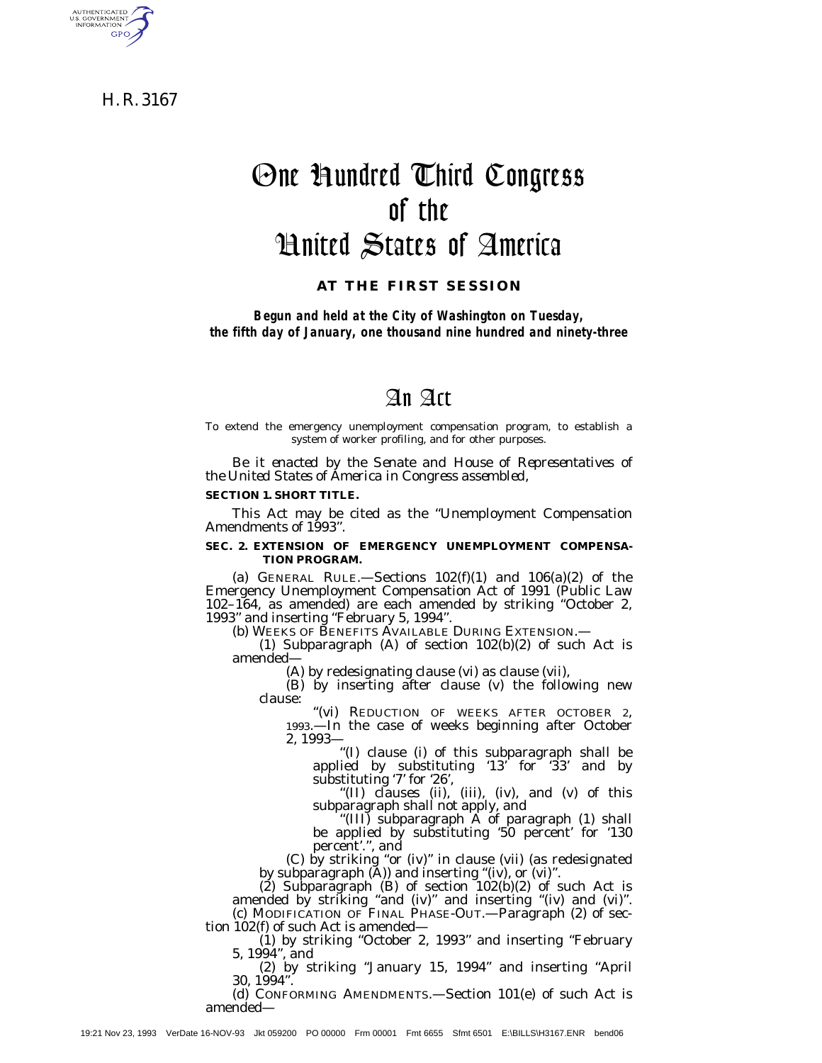H. R. 3167

# One Hundred Third Congress of the United States of America

## AT THE FIRST SESSION

*Begun and held at the City of Washington on Tuesday, the fifth day of January, one thousand nine hundred and ninety-three*

# An Act

To extend the emergency unemployment compensation program, to establish a system of worker profiling, and for other purposes.

*Be it enacted by the Senate and House of Representatives of the United States of America in Congress assembled,*

**SECTION 1. SHORT TITLE.**

This Act may be cited as the "Unemployment Compensation Amendments of 1993".

**SEC. 2. EXTENSION OF EMERGENCY UNEMPLOYMENT COMPENSATION PROGRAM.**

(a) GENERAL RULE.—Sections 102(f)(1) and 106(a)(2) of the Emergency Unemployment Compensation Act of 1991 (Public Law 102–164, as amended) are each amended by striking "October 2, 1993" and inserting "February 5, 1994".

(b) WEEKS OF BENEFITS AVAILABLE DURING EXTENSION.—

(1) Subparagraph (A) of section 102(b)(2) of such Act is amended—

(A) by redesignating clause (vi) as clause (vii),

(B) by inserting after clause (v) the following new clause:

"(vi) REDUCTION OF WEEKS AFTER OCTOBER 2, 1993.—In the case of weeks beginning after October 2, 1993—

"(I) clause (i) of this subparagraph shall be applied by substituting '13' for '33' and by substituting '7' for '26',

"(II) clauses (ii), (iii), (iv), and (v) of this subparagraph shall not apply, and

"(III) subparagraph A of paragraph (1) shall be applied by substituting '50 percent' for '130 percent'.", and

(C) by striking "or (iv)" in clause (vii) (as redesignated by subparagraph (A)) and inserting "(iv), or (vi)".

(2) Subparagraph (B) of section 102(b)(2) of such Act is amended by striking "and (iv)" and inserting "(iv) and (vi)".

(c) MODIFICATION OF FINAL PHASE-OUT.—Paragraph (2) of section 102(f) of such Act is amended—

(1) by striking "October 2, 1993" and inserting "February 5, 1994", and

(2) by striking "January 15, 1994" and inserting "April 30, 1994".

(d) CONFORMING AMENDMENTS.—Section 101(e) of such Act is amended—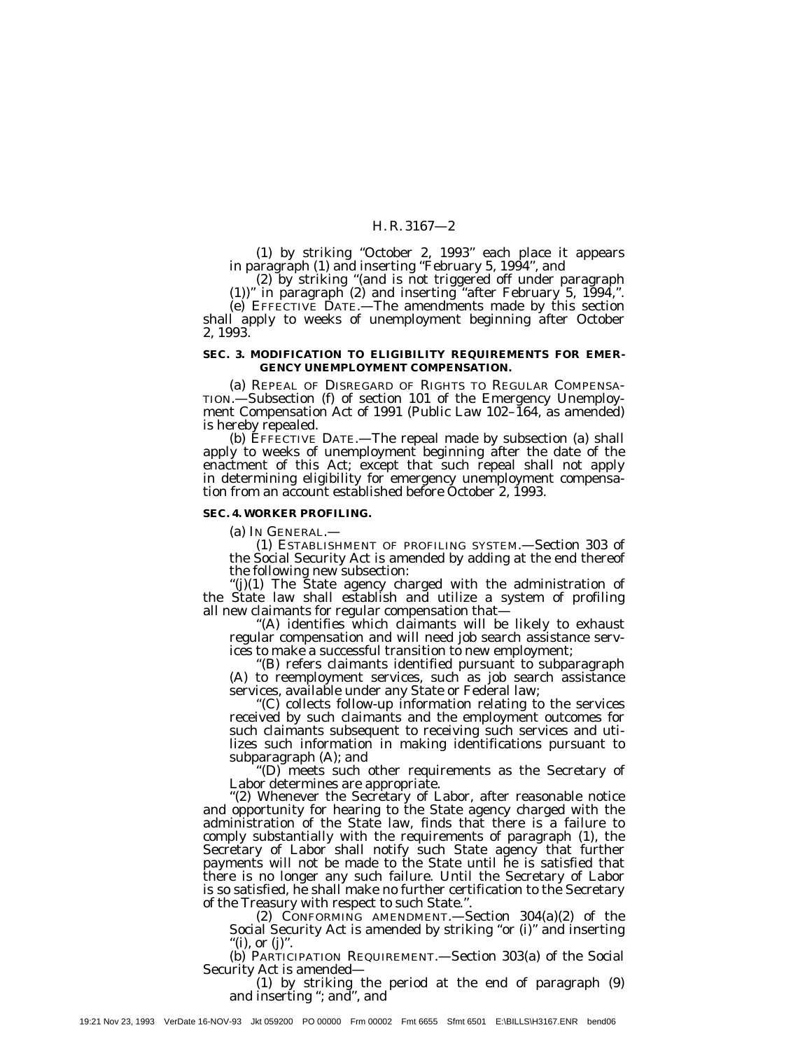(1) by striking "October 2, 1993" each place it appears in paragraph (1) and inserting "February 5, 1994", and

(2) by striking "(and is not triggered off under paragraph (1))" in paragraph (2) and inserting "after February 5, 1994,".

(e) EFFECTIVE DATE.—The amendments made by this section shall apply to weeks of unemployment beginning after October 2, 1993.

**SEC. 3. MODIFICATION TO ELIGIBILITY REQUIREMENTS FOR EMERGENCY UNEMPLOYMENT COMPENSATION.**

(a) REPEAL OF DISREGARD OF RIGHTS TO REGULAR COMPENSATION.—Subsection (f) of section 101 of the Emergency Unemployment Compensation Act of 1991 (Public Law 102–164, as amended) is hereby repealed.

(b) EFFECTIVE DATE.—The repeal made by subsection (a) shall apply to weeks of unemployment beginning after the date of the enactment of this Act; except that such repeal shall not apply in determining eligibility for emergency unemployment compensation from an account established before October 2, 1993.

**SEC. 4. WORKER PROFILING.**

(a) IN GENERAL.—

(1) ESTABLISHMENT OF PROFILING SYSTEM.—Section 303 of the Social Security Act is amended by adding at the end thereof the following new subsection:

"(j)(1) The State agency charged with the administration of the State law shall establish and utilize a system of profiling all new claimants for regular compensation that—

"(A) identifies which claimants will be likely to exhaust regular compensation and will need job search assistance services to make a successful transition to new employment;

"(B) refers claimants identified pursuant to subparagraph (A) to reemployment services, such as job search assistance services, available under any State or Federal law;

"(C) collects follow-up information relating to the services received by such claimants and the employment outcomes for such claimants subsequent to receiving such services and utilizes such information in making identifications pursuant to subparagraph (A); and

"(D) meets such other requirements as the Secretary of Labor determines are appropriate.

"(2) Whenever the Secretary of Labor, after reasonable notice and opportunity for hearing to the State agency charged with the administration of the State law, finds that there is a failure to comply substantially with the requirements of paragraph (1), the Secretary of Labor shall notify such State agency that further payments will not be made to the State until he is satisfied that there is no longer any such failure. Until the Secretary of Labor is so satisfied, he shall make no further certification to the Secretary of the Treasury with respect to such State.".

(2) CONFORMING AMENDMENT.—Section 304(a)(2) of the Social Security Act is amended by striking "or (i)" and inserting "(i), or (j)".

(b) PARTICIPATION REQUIREMENT.—Section 303(a) of the Social Security Act is amended—

(1) by striking the period at the end of paragraph (9) and inserting "; and", and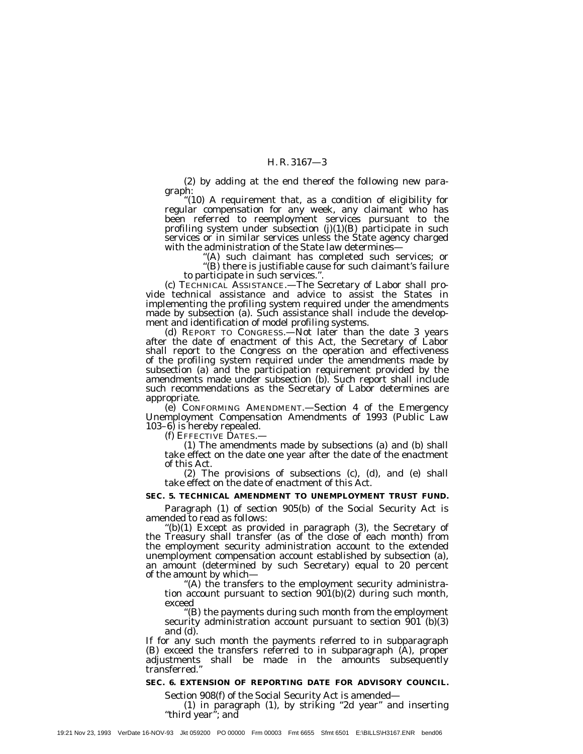(2) by adding at the end thereof the following new paragraph:

"(10) A requirement that, as a condition of eligibility for regular compensation for any week, any claimant who has been referred to reemployment services pursuant to the profiling system under subsection (j)(1)(B) participate in such services or in similar services unless the State agency charged with the administration of the State law determines—

"(A) such claimant has completed such services; or

"(B) there is justifiable cause for such claimant's failure to participate in such services.".

(c) TECHNICAL ASSISTANCE.—The Secretary of Labor shall provide technical assistance and advice to assist the States in implementing the profiling system required under the amendments made by subsection (a). Such assistance shall include the development and identification of model profiling systems.

(d) REPORT TO CONGRESS.—Not later than the date 3 years after the date of enactment of this Act, the Secretary of Labor shall report to the Congress on the operation and effectiveness of the profiling system required under the amendments made by subsection (a) and the participation requirement provided by the amendments made under subsection (b). Such report shall include such recommendations as the Secretary of Labor determines are appropriate.

(e) CONFORMING AMENDMENT.—Section 4 of the Emergency Unemployment Compensation Amendments of 1993 (Public Law 103–6) is hereby repealed.

(f) EFFECTIVE DATES.—

(1) The amendments made by subsections (a) and (b) shall take effect on the date one year after the date of the enactment of this Act.

(2) The provisions of subsections (c), (d), and (e) shall take effect on the date of enactment of this Act.

**SEC. 5. TECHNICAL AMENDMENT TO UNEMPLOYMENT TRUST FUND.**

Paragraph (1) of section 905(b) of the Social Security Act is amended to read as follows:

"(b)(1) Except as provided in paragraph (3), the Secretary of the Treasury shall transfer (as of the close of each month) from the employment security administration account to the extended unemployment compensation account established by subsection (a), an amount (determined by such Secretary) equal to 20 percent of the amount by which—

"(A) the transfers to the employment security administration account pursuant to section 901(b)(2) during such month, exceed

"(B) the payments during such month from the employment security administration account pursuant to section 901 (b)(3) and (d).

If for any such month the payments referred to in subparagraph (B) exceed the transfers referred to in subparagraph (A), proper adjustments shall be made in the amounts subsequently transferred."

**SEC. 6. EXTENSION OF REPORTING DATE FOR ADVISORY COUNCIL.**

Section 908(f) of the Social Security Act is amended—

(1) in paragraph (1), by striking "2d year" and inserting "third year"; and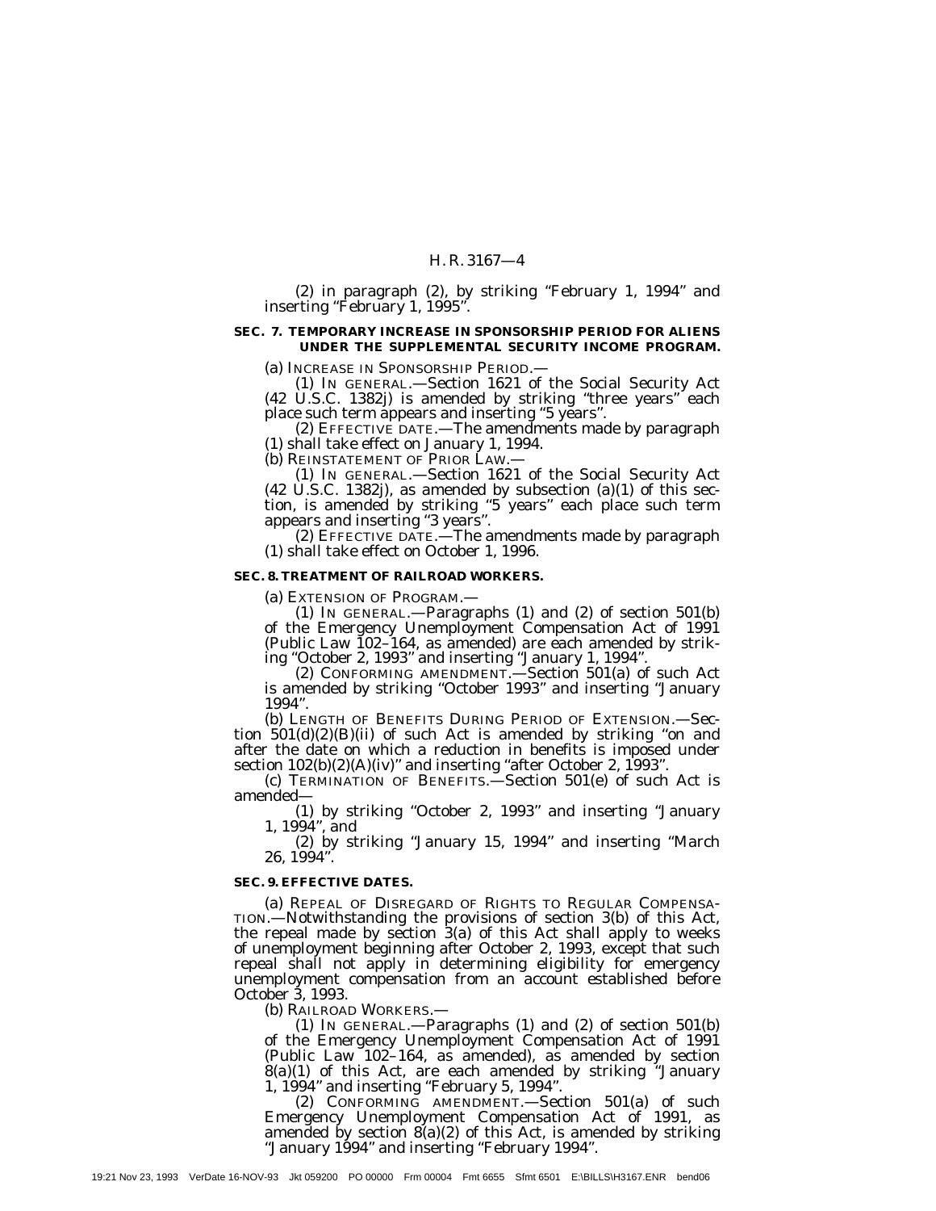(2) in paragraph (2), by striking "February 1, 1994" and inserting "February 1, 1995".

**SEC. 7. TEMPORARY INCREASE IN SPONSORSHIP PERIOD FOR ALIENS UNDER THE SUPPLEMENTAL SECURITY INCOME PROGRAM.**

(a) INCREASE IN SPONSORSHIP PERIOD.—

(1) IN GENERAL.—Section 1621 of the Social Security Act (42 U.S.C. 1382j) is amended by striking "three years" each place such term appears and inserting "5 years".

(2) EFFECTIVE DATE.—The amendments made by paragraph (1) shall take effect on January 1, 1994.

(b) REINSTATEMENT OF PRIOR LAW.—

(1) IN GENERAL.—Section 1621 of the Social Security Act (42 U.S.C. 1382j), as amended by subsection (a)(1) of this section, is amended by striking "5 years" each place such term appears and inserting "3 years".

(2) EFFECTIVE DATE.—The amendments made by paragraph (1) shall take effect on October 1, 1996.

**SEC. 8. TREATMENT OF RAILROAD WORKERS.**

(a) EXTENSION OF PROGRAM.—

(1) IN GENERAL.—Paragraphs (1) and (2) of section 501(b) of the Emergency Unemployment Compensation Act of 1991 (Public Law 102–164, as amended) are each amended by striking "October 2, 1993" and inserting "January 1, 1994".

(2) CONFORMING AMENDMENT.—Section 501(a) of such Act is amended by striking "October 1993" and inserting "January 1994".

(b) LENGTH OF BENEFITS DURING PERIOD OF EXTENSION.—Section 501(d)(2)(B)(ii) of such Act is amended by striking "on and after the date on which a reduction in benefits is imposed under section 102(b)(2)(A)(iv)" and inserting "after October 2, 1993".

(c) TERMINATION OF BENEFITS.—Section 501(e) of such Act is amended—

(1) by striking "October 2, 1993" and inserting "January 1, 1994", and

(2) by striking "January 15, 1994" and inserting "March 26, 1994".

**SEC. 9. EFFECTIVE DATES.**

(a) REPEAL OF DISREGARD OF RIGHTS TO REGULAR COMPENSATION.—Notwithstanding the provisions of section 3(b) of this Act, the repeal made by section 3(a) of this Act shall apply to weeks of unemployment beginning after October 2, 1993, except that such repeal shall not apply in determining eligibility for emergency unemployment compensation from an account established before October 3, 1993.

(b) RAILROAD WORKERS.—

(1) IN GENERAL.—Paragraphs (1) and (2) of section 501(b) of the Emergency Unemployment Compensation Act of 1991 (Public Law 102–164, as amended), as amended by section 8(a)(1) of this Act, are each amended by striking "January 1, 1994" and inserting "February 5, 1994".

(2) CONFORMING AMENDMENT.—Section 501(a) of such Emergency Unemployment Compensation Act of 1991, as amended by section 8(a)(2) of this Act, is amended by striking "January 1994" and inserting "February 1994".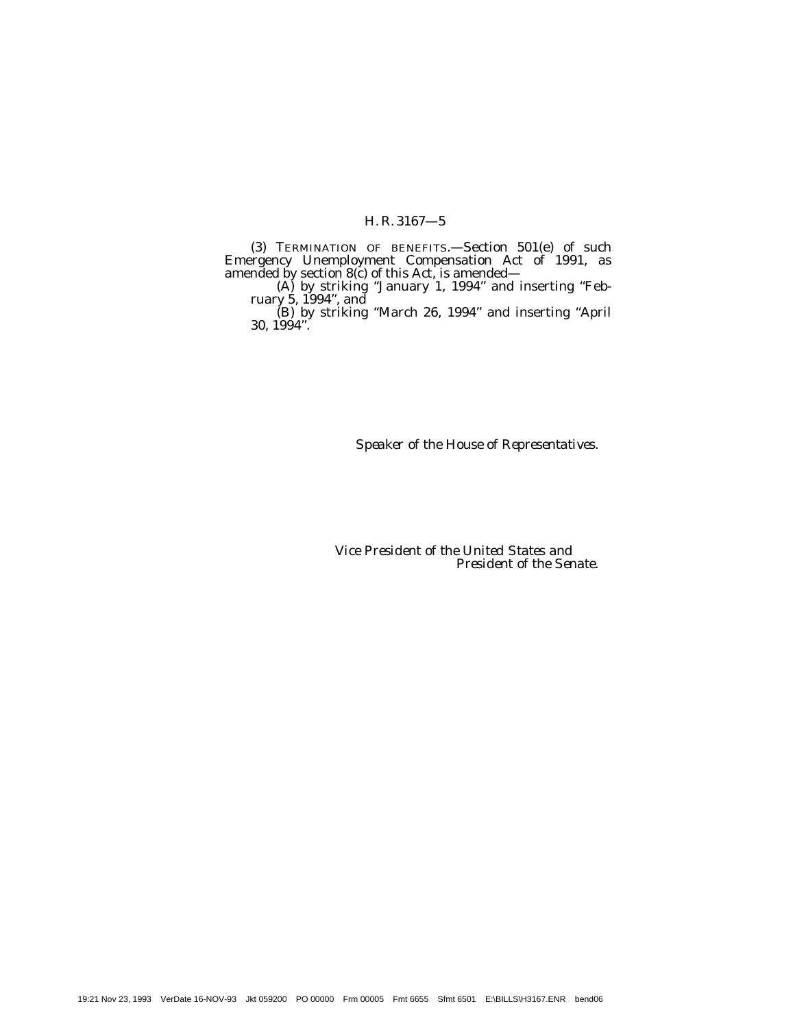(3) TERMINATION OF BENEFITS.—Section 501(e) of such Emergency Unemployment Compensation Act of 1991, as amended by section 8(c) of this Act, is amended—

(A) by striking "January 1, 1994" and inserting "February 5, 1994", and

(B) by striking "March 26, 1994" and inserting "April 30, 1994".

*Speaker of the House of Representatives.*

*Vice President of the United States and President of the Senate.*